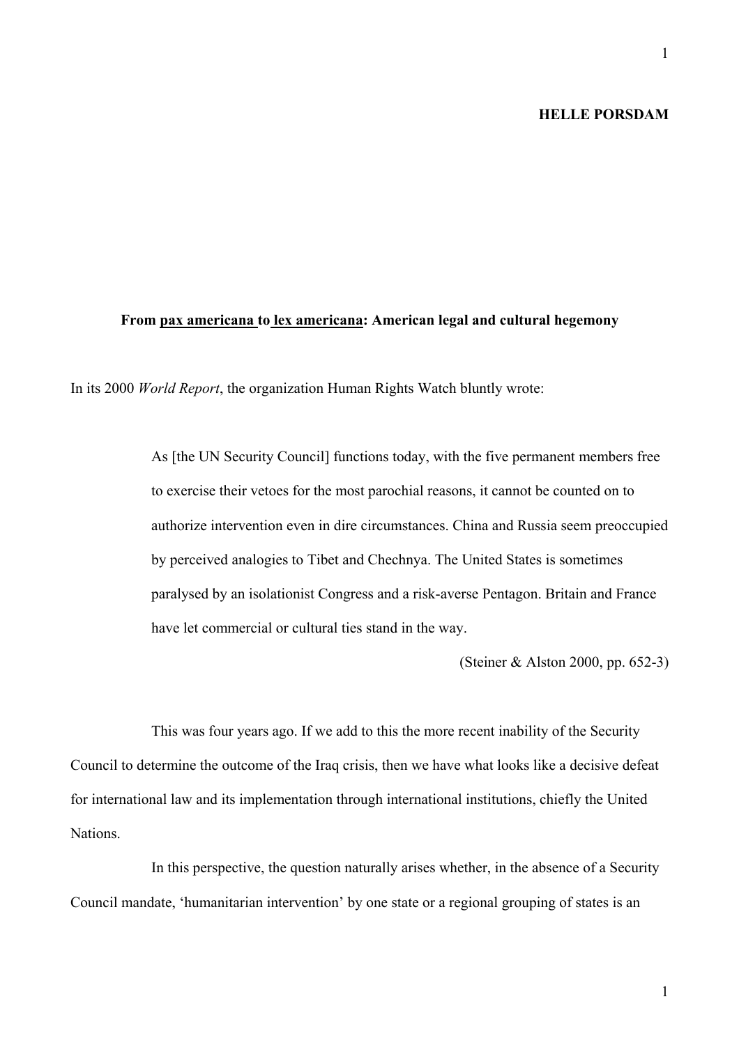**HELLE PORSDAM**

# From pax americana to lex americana: American legal and cultural hegemony

In its 2000 *World Report*, the organization Human Rights Watch bluntly wrote:

> As [the UN Security Council] functions today, with the five permanent members free to exercise their vetoes for the most parochial reasons, it cannot be counted on to authorize intervention even in dire circumstances. China and Russia seem preoccupied by perceived analogies to Tibet and Chechnya. The United States is sometimes paralysed by an isolationist Congress and a risk-averse Pentagon. Britain and France have let commercial or cultural ties stand in the way.
>
> (Steiner & Alston 2000, pp. 652-3)

This was four years ago. If we add to this the more recent inability of the Security Council to determine the outcome of the Iraq crisis, then we have what looks like a decisive defeat for international law and its implementation through international institutions, chiefly the United Nations.

In this perspective, the question naturally arises whether, in the absence of a Security Council mandate, 'humanitarian intervention' by one state or a regional grouping of states is an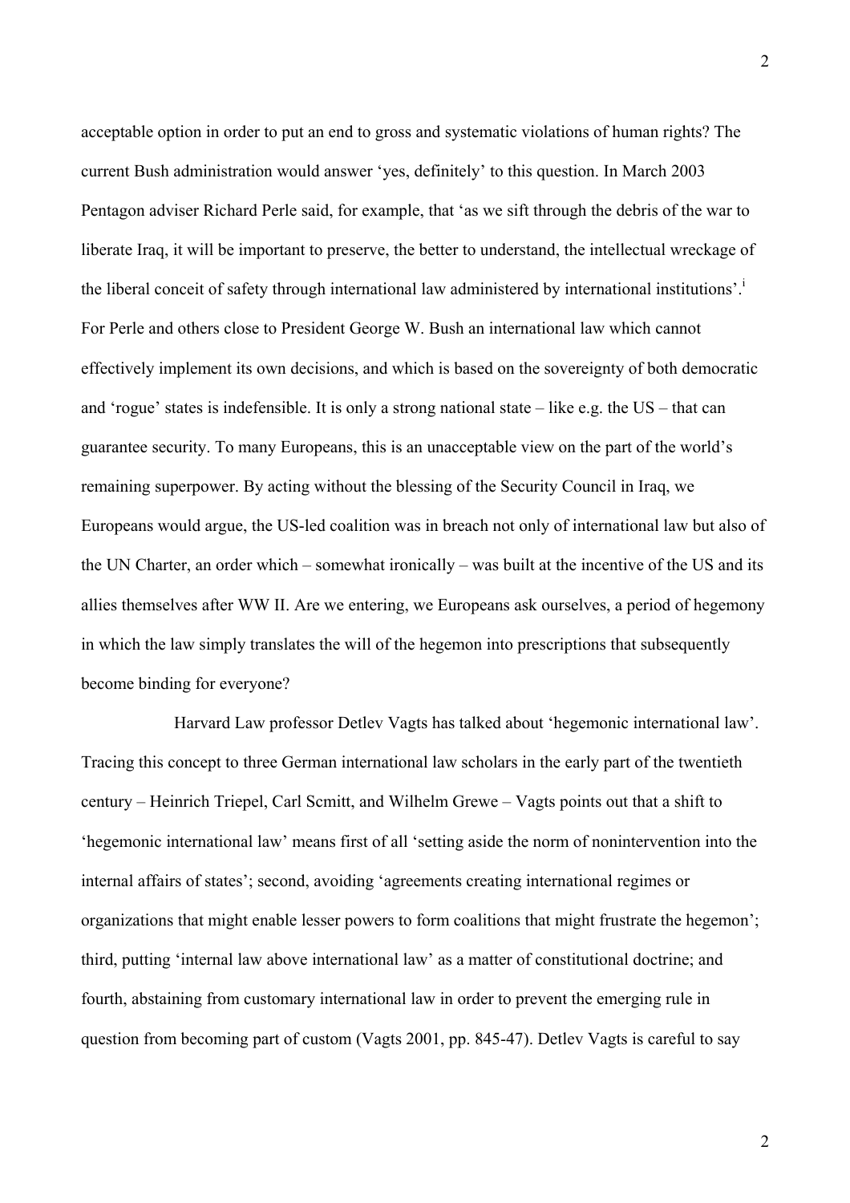acceptable option in order to put an end to gross and systematic violations of human rights? The current Bush administration would answer 'yes, definitely' to this question. In March 2003 Pentagon adviser Richard Perle said, for example, that 'as we sift through the debris of the war to liberate Iraq, it will be important to preserve, the better to understand, the intellectual wreckage of the liberal conceit of safety through international law administered by international institutions'.[i] For Perle and others close to President George W. Bush an international law which cannot effectively implement its own decisions, and which is based on the sovereignty of both democratic and 'rogue' states is indefensible. It is only a strong national state – like e.g. the US – that can guarantee security. To many Europeans, this is an unacceptable view on the part of the world's remaining superpower. By acting without the blessing of the Security Council in Iraq, we Europeans would argue, the US-led coalition was in breach not only of international law but also of the UN Charter, an order which – somewhat ironically – was built at the incentive of the US and its allies themselves after WW II. Are we entering, we Europeans ask ourselves, a period of hegemony in which the law simply translates the will of the hegemon into prescriptions that subsequently become binding for everyone?

Harvard Law professor Detlev Vagts has talked about 'hegemonic international law'. Tracing this concept to three German international law scholars in the early part of the twentieth century – Heinrich Triepel, Carl Scmitt, and Wilhelm Grewe – Vagts points out that a shift to 'hegemonic international law' means first of all 'setting aside the norm of nonintervention into the internal affairs of states'; second, avoiding 'agreements creating international regimes or organizations that might enable lesser powers to form coalitions that might frustrate the hegemon'; third, putting 'internal law above international law' as a matter of constitutional doctrine; and fourth, abstaining from customary international law in order to prevent the emerging rule in question from becoming part of custom (Vagts 2001, pp. 845-47). Detlev Vagts is careful to say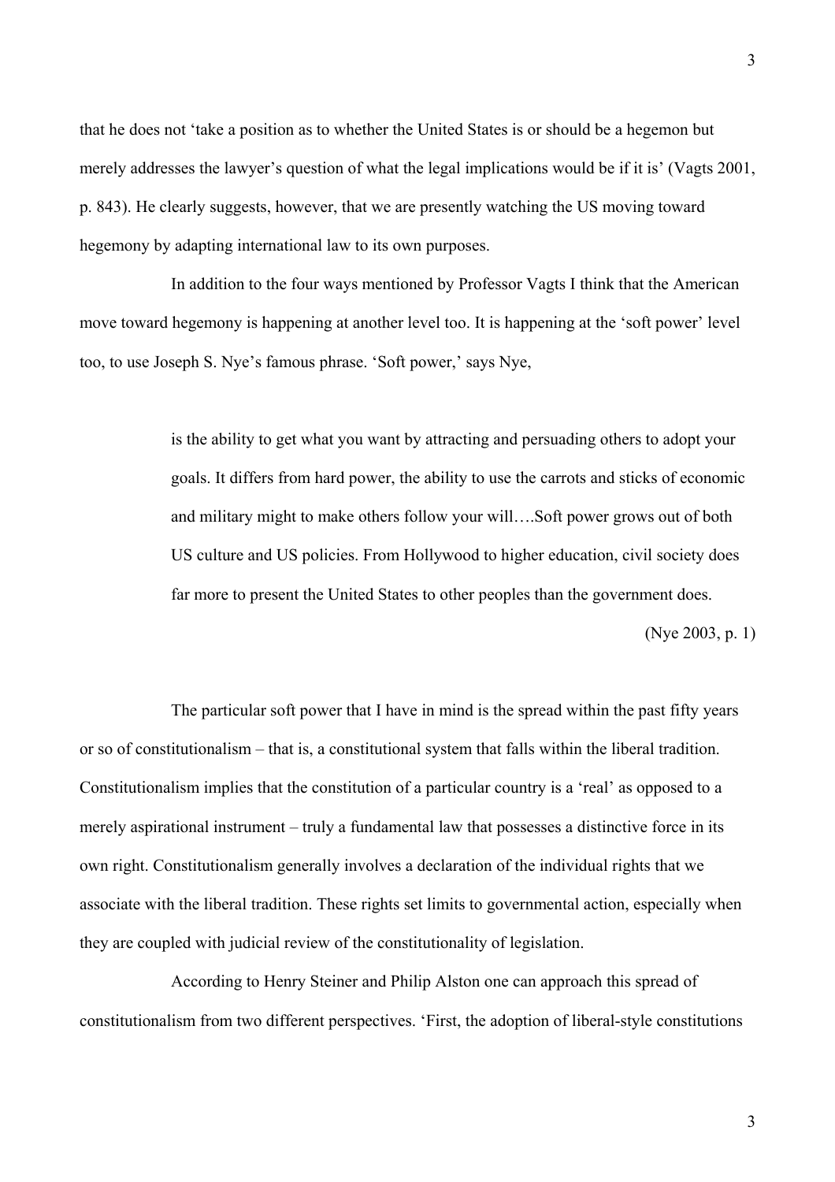that he does not 'take a position as to whether the United States is or should be a hegemon but merely addresses the lawyer's question of what the legal implications would be if it is' (Vagts 2001, p. 843). He clearly suggests, however, that we are presently watching the US moving toward hegemony by adapting international law to its own purposes.

In addition to the four ways mentioned by Professor Vagts I think that the American move toward hegemony is happening at another level too. It is happening at the 'soft power' level too, to use Joseph S. Nye's famous phrase. 'Soft power,' says Nye,

> is the ability to get what you want by attracting and persuading others to adopt your goals. It differs from hard power, the ability to use the carrots and sticks of economic and military might to make others follow your will….Soft power grows out of both US culture and US policies. From Hollywood to higher education, civil society does far more to present the United States to other peoples than the government does.
>
> (Nye 2003, p. 1)

The particular soft power that I have in mind is the spread within the past fifty years or so of constitutionalism – that is, a constitutional system that falls within the liberal tradition. Constitutionalism implies that the constitution of a particular country is a 'real' as opposed to a merely aspirational instrument – truly a fundamental law that possesses a distinctive force in its own right. Constitutionalism generally involves a declaration of the individual rights that we associate with the liberal tradition. These rights set limits to governmental action, especially when they are coupled with judicial review of the constitutionality of legislation.

According to Henry Steiner and Philip Alston one can approach this spread of constitutionalism from two different perspectives. 'First, the adoption of liberal-style constitutions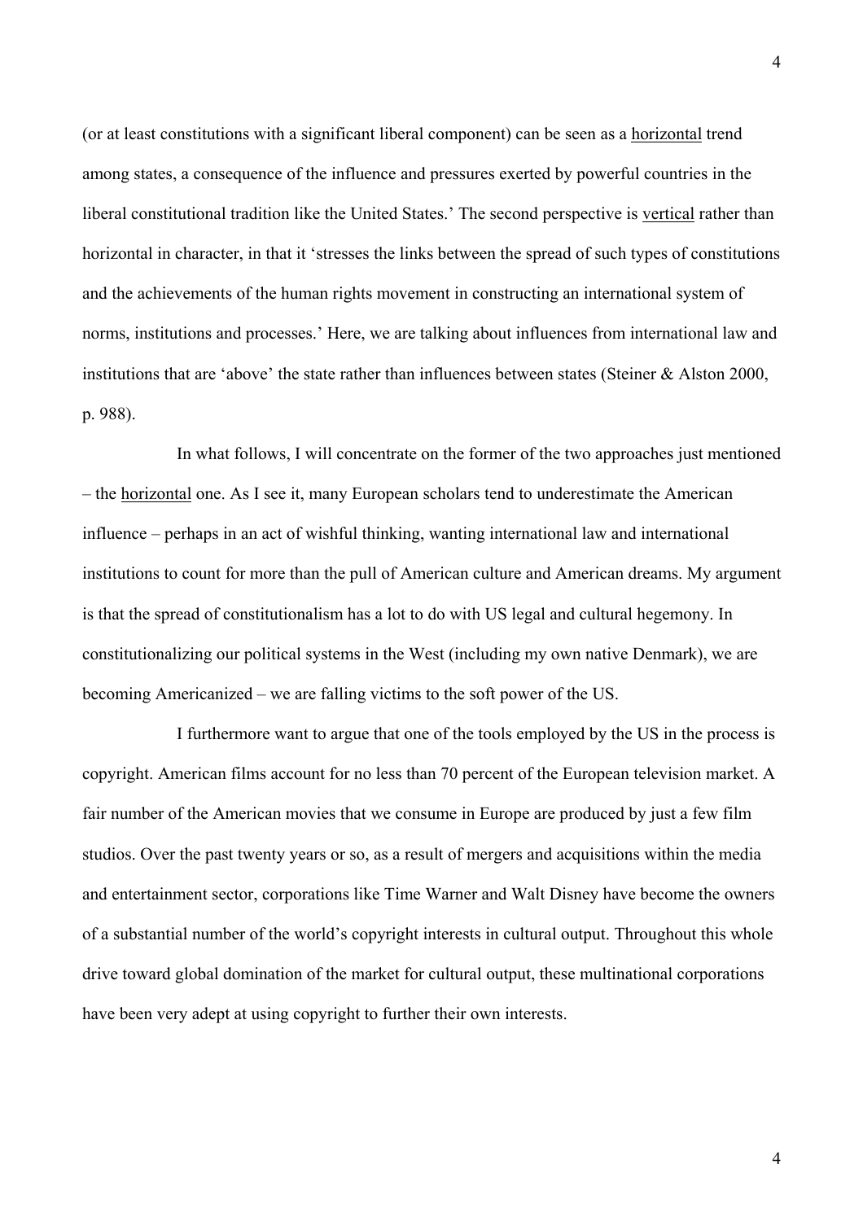(or at least constitutions with a significant liberal component) can be seen as a <u>horizontal</u> trend among states, a consequence of the influence and pressures exerted by powerful countries in the liberal constitutional tradition like the United States.' The second perspective is <u>vertical</u> rather than horizontal in character, in that it 'stresses the links between the spread of such types of constitutions and the achievements of the human rights movement in constructing an international system of norms, institutions and processes.' Here, we are talking about influences from international law and institutions that are 'above' the state rather than influences between states (Steiner & Alston 2000, p. 988).

In what follows, I will concentrate on the former of the two approaches just mentioned – the <u>horizontal</u> one. As I see it, many European scholars tend to underestimate the American influence – perhaps in an act of wishful thinking, wanting international law and international institutions to count for more than the pull of American culture and American dreams. My argument is that the spread of constitutionalism has a lot to do with US legal and cultural hegemony. In constitutionalizing our political systems in the West (including my own native Denmark), we are becoming Americanized – we are falling victims to the soft power of the US.

I furthermore want to argue that one of the tools employed by the US in the process is copyright. American films account for no less than 70 percent of the European television market. A fair number of the American movies that we consume in Europe are produced by just a few film studios. Over the past twenty years or so, as a result of mergers and acquisitions within the media and entertainment sector, corporations like Time Warner and Walt Disney have become the owners of a substantial number of the world's copyright interests in cultural output. Throughout this whole drive toward global domination of the market for cultural output, these multinational corporations have been very adept at using copyright to further their own interests.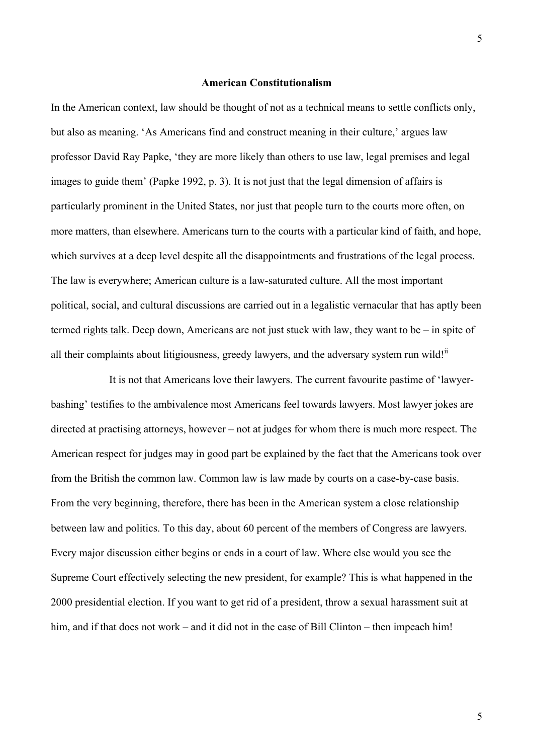## American Constitutionalism

In the American context, law should be thought of not as a technical means to settle conflicts only, but also as meaning. 'As Americans find and construct meaning in their culture,' argues law professor David Ray Papke, 'they are more likely than others to use law, legal premises and legal images to guide them' (Papke 1992, p. 3). It is not just that the legal dimension of affairs is particularly prominent in the United States, nor just that people turn to the courts more often, on more matters, than elsewhere. Americans turn to the courts with a particular kind of faith, and hope, which survives at a deep level despite all the disappointments and frustrations of the legal process. The law is everywhere; American culture is a law-saturated culture. All the most important political, social, and cultural discussions are carried out in a legalistic vernacular that has aptly been termed <u>rights talk</u>. Deep down, Americans are not just stuck with law, they want to be – in spite of all their complaints about litigiousness, greedy lawyers, and the adversary system run wild![ii]

It is not that Americans love their lawyers. The current favourite pastime of 'lawyer-bashing' testifies to the ambivalence most Americans feel towards lawyers. Most lawyer jokes are directed at practising attorneys, however – not at judges for whom there is much more respect. The American respect for judges may in good part be explained by the fact that the Americans took over from the British the common law. Common law is law made by courts on a case-by-case basis. From the very beginning, therefore, there has been in the American system a close relationship between law and politics. To this day, about 60 percent of the members of Congress are lawyers. Every major discussion either begins or ends in a court of law. Where else would you see the Supreme Court effectively selecting the new president, for example? This is what happened in the 2000 presidential election. If you want to get rid of a president, throw a sexual harassment suit at him, and if that does not work – and it did not in the case of Bill Clinton – then impeach him!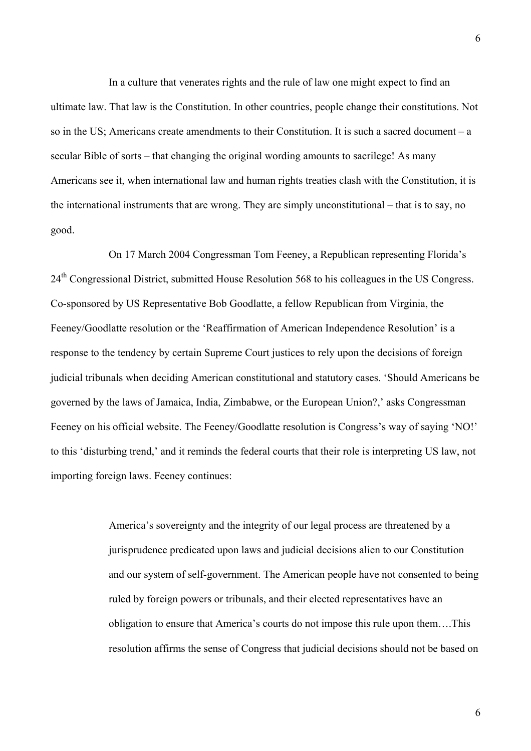In a culture that venerates rights and the rule of law one might expect to find an ultimate law. That law is the Constitution. In other countries, people change their constitutions. Not so in the US; Americans create amendments to their Constitution. It is such a sacred document – a secular Bible of sorts – that changing the original wording amounts to sacrilege! As many Americans see it, when international law and human rights treaties clash with the Constitution, it is the international instruments that are wrong. They are simply unconstitutional – that is to say, no good.

On 17 March 2004 Congressman Tom Feeney, a Republican representing Florida's 24th Congressional District, submitted House Resolution 568 to his colleagues in the US Congress. Co-sponsored by US Representative Bob Goodlatte, a fellow Republican from Virginia, the Feeney/Goodlatte resolution or the 'Reaffirmation of American Independence Resolution' is a response to the tendency by certain Supreme Court justices to rely upon the decisions of foreign judicial tribunals when deciding American constitutional and statutory cases. 'Should Americans be governed by the laws of Jamaica, India, Zimbabwe, or the European Union?,' asks Congressman Feeney on his official website. The Feeney/Goodlatte resolution is Congress's way of saying 'NO!' to this 'disturbing trend,' and it reminds the federal courts that their role is interpreting US law, not importing foreign laws. Feeney continues:

> America's sovereignty and the integrity of our legal process are threatened by a jurisprudence predicated upon laws and judicial decisions alien to our Constitution and our system of self-government. The American people have not consented to being ruled by foreign powers or tribunals, and their elected representatives have an obligation to ensure that America's courts do not impose this rule upon them….This resolution affirms the sense of Congress that judicial decisions should not be based on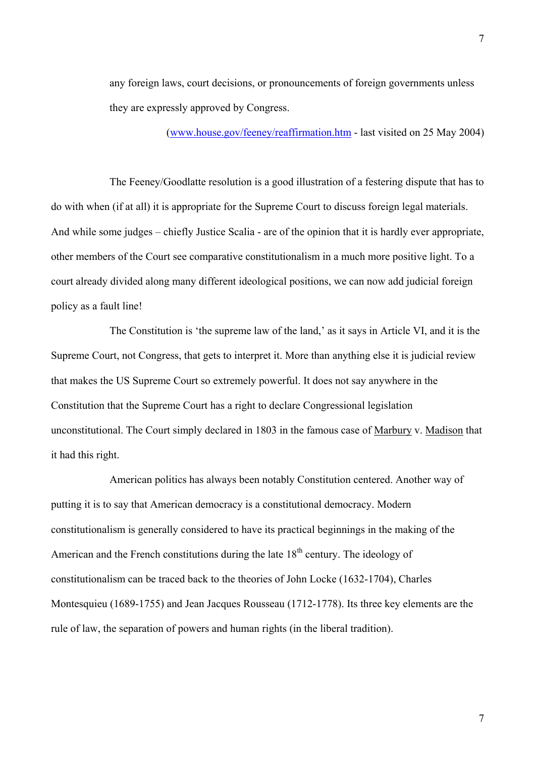any foreign laws, court decisions, or pronouncements of foreign governments unless they are expressly approved by Congress.

(www.house.gov/feeney/reaffirmation.htm - last visited on 25 May 2004)

The Feeney/Goodlatte resolution is a good illustration of a festering dispute that has to do with when (if at all) it is appropriate for the Supreme Court to discuss foreign legal materials. And while some judges – chiefly Justice Scalia - are of the opinion that it is hardly ever appropriate, other members of the Court see comparative constitutionalism in a much more positive light. To a court already divided along many different ideological positions, we can now add judicial foreign policy as a fault line!

The Constitution is 'the supreme law of the land,' as it says in Article VI, and it is the Supreme Court, not Congress, that gets to interpret it. More than anything else it is judicial review that makes the US Supreme Court so extremely powerful. It does not say anywhere in the Constitution that the Supreme Court has a right to declare Congressional legislation unconstitutional. The Court simply declared in 1803 in the famous case of Marbury v. Madison that it had this right.

American politics has always been notably Constitution centered. Another way of putting it is to say that American democracy is a constitutional democracy. Modern constitutionalism is generally considered to have its practical beginnings in the making of the American and the French constitutions during the late 18th century. The ideology of constitutionalism can be traced back to the theories of John Locke (1632-1704), Charles Montesquieu (1689-1755) and Jean Jacques Rousseau (1712-1778). Its three key elements are the rule of law, the separation of powers and human rights (in the liberal tradition).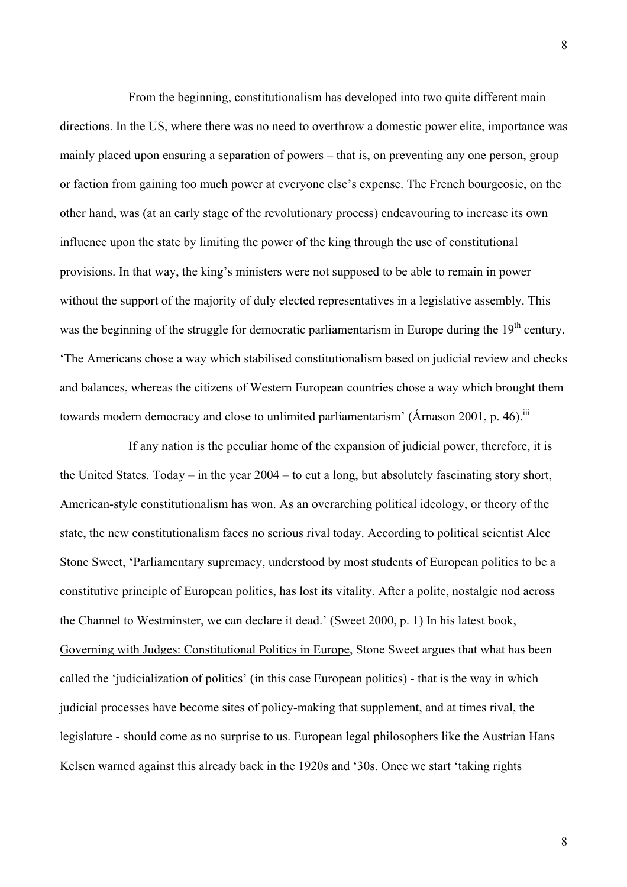From the beginning, constitutionalism has developed into two quite different main directions. In the US, where there was no need to overthrow a domestic power elite, importance was mainly placed upon ensuring a separation of powers – that is, on preventing any one person, group or faction from gaining too much power at everyone else's expense. The French bourgeosie, on the other hand, was (at an early stage of the revolutionary process) endeavouring to increase its own influence upon the state by limiting the power of the king through the use of constitutional provisions. In that way, the king's ministers were not supposed to be able to remain in power without the support of the majority of duly elected representatives in a legislative assembly. This was the beginning of the struggle for democratic parliamentarism in Europe during the 19th century. 'The Americans chose a way which stabilised constitutionalism based on judicial review and checks and balances, whereas the citizens of Western European countries chose a way which brought them towards modern democracy and close to unlimited parliamentarism' (Árnason 2001, p. 46).[iii]

If any nation is the peculiar home of the expansion of judicial power, therefore, it is the United States. Today – in the year 2004 – to cut a long, but absolutely fascinating story short, American-style constitutionalism has won. As an overarching political ideology, or theory of the state, the new constitutionalism faces no serious rival today. According to political scientist Alec Stone Sweet, 'Parliamentary supremacy, understood by most students of European politics to be a constitutive principle of European politics, has lost its vitality. After a polite, nostalgic nod across the Channel to Westminster, we can declare it dead.' (Sweet 2000, p. 1) In his latest book, Governing with Judges: Constitutional Politics in Europe, Stone Sweet argues that what has been called the 'judicialization of politics' (in this case European politics) - that is the way in which judicial processes have become sites of policy-making that supplement, and at times rival, the legislature - should come as no surprise to us. European legal philosophers like the Austrian Hans Kelsen warned against this already back in the 1920s and '30s. Once we start 'taking rights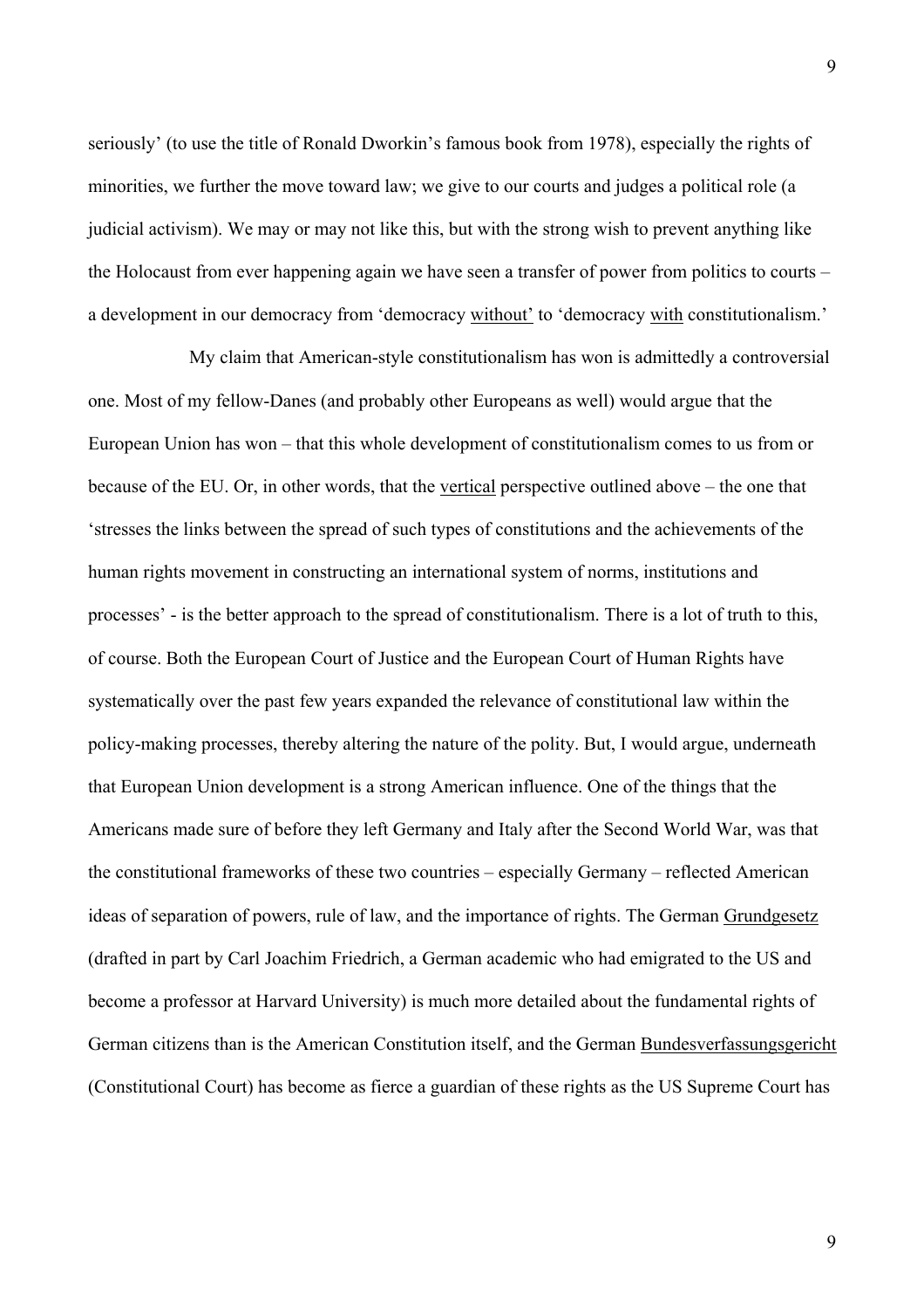seriously' (to use the title of Ronald Dworkin's famous book from 1978), especially the rights of minorities, we further the move toward law; we give to our courts and judges a political role (a judicial activism). We may or may not like this, but with the strong wish to prevent anything like the Holocaust from ever happening again we have seen a transfer of power from politics to courts – a development in our democracy from 'democracy <u>without</u>' to 'democracy <u>with</u> constitutionalism.'

My claim that American-style constitutionalism has won is admittedly a controversial one. Most of my fellow-Danes (and probably other Europeans as well) would argue that the European Union has won – that this whole development of constitutionalism comes to us from or because of the EU. Or, in other words, that the <u>vertical</u> perspective outlined above – the one that 'stresses the links between the spread of such types of constitutions and the achievements of the human rights movement in constructing an international system of norms, institutions and processes' - is the better approach to the spread of constitutionalism. There is a lot of truth to this, of course. Both the European Court of Justice and the European Court of Human Rights have systematically over the past few years expanded the relevance of constitutional law within the policy-making processes, thereby altering the nature of the polity. But, I would argue, underneath that European Union development is a strong American influence. One of the things that the Americans made sure of before they left Germany and Italy after the Second World War, was that the constitutional frameworks of these two countries – especially Germany – reflected American ideas of separation of powers, rule of law, and the importance of rights. The German <u>Grundgesetz</u> (drafted in part by Carl Joachim Friedrich, a German academic who had emigrated to the US and become a professor at Harvard University) is much more detailed about the fundamental rights of German citizens than is the American Constitution itself, and the German <u>Bundesverfassungsgericht</u> (Constitutional Court) has become as fierce a guardian of these rights as the US Supreme Court has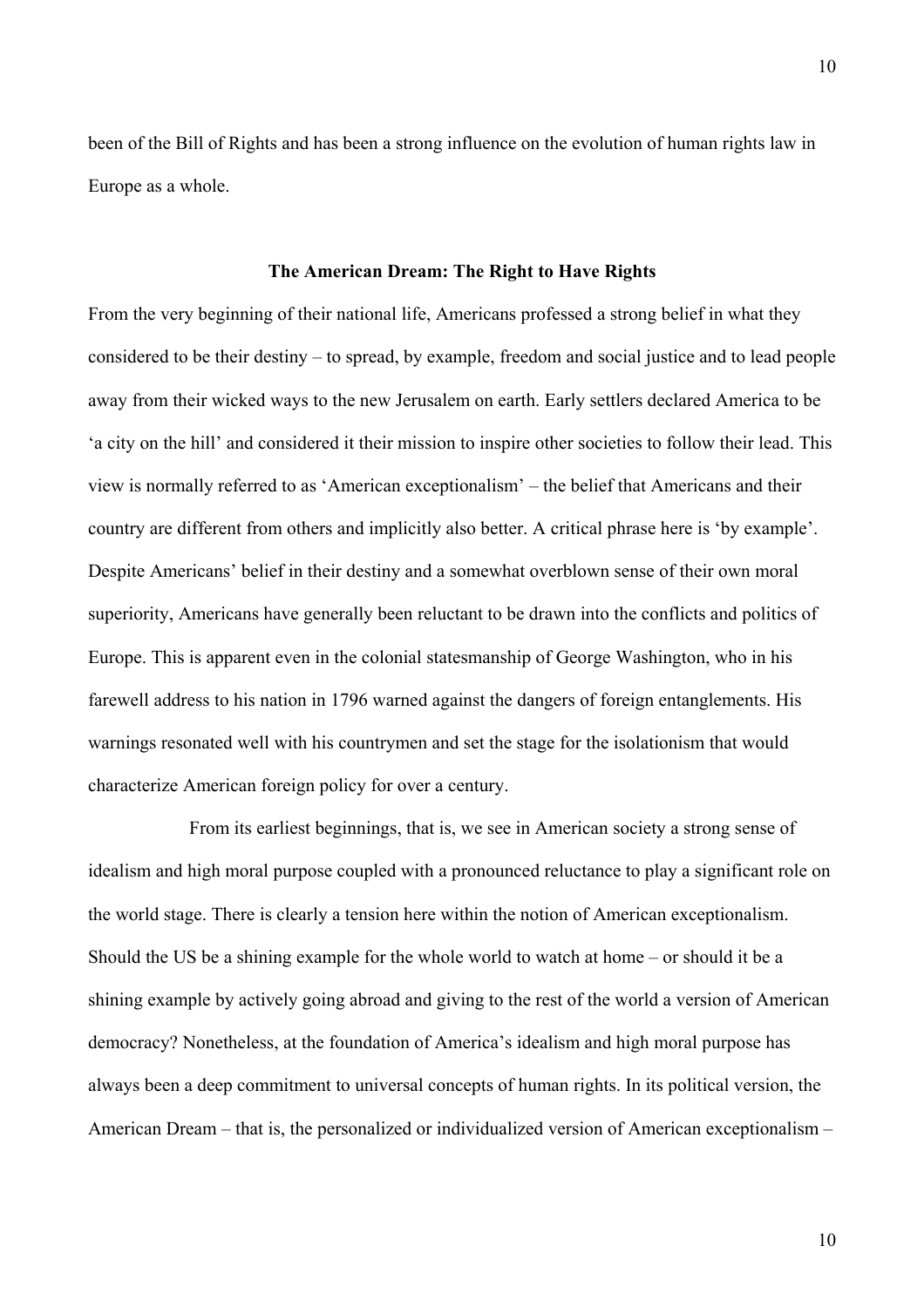been of the Bill of Rights and has been a strong influence on the evolution of human rights law in Europe as a whole.

## The American Dream: The Right to Have Rights

From the very beginning of their national life, Americans professed a strong belief in what they considered to be their destiny – to spread, by example, freedom and social justice and to lead people away from their wicked ways to the new Jerusalem on earth. Early settlers declared America to be 'a city on the hill' and considered it their mission to inspire other societies to follow their lead. This view is normally referred to as 'American exceptionalism' – the belief that Americans and their country are different from others and implicitly also better. A critical phrase here is 'by example'. Despite Americans' belief in their destiny and a somewhat overblown sense of their own moral superiority, Americans have generally been reluctant to be drawn into the conflicts and politics of Europe. This is apparent even in the colonial statesmanship of George Washington, who in his farewell address to his nation in 1796 warned against the dangers of foreign entanglements. His warnings resonated well with his countrymen and set the stage for the isolationism that would characterize American foreign policy for over a century.

From its earliest beginnings, that is, we see in American society a strong sense of idealism and high moral purpose coupled with a pronounced reluctance to play a significant role on the world stage. There is clearly a tension here within the notion of American exceptionalism. Should the US be a shining example for the whole world to watch at home – or should it be a shining example by actively going abroad and giving to the rest of the world a version of American democracy? Nonetheless, at the foundation of America's idealism and high moral purpose has always been a deep commitment to universal concepts of human rights. In its political version, the American Dream – that is, the personalized or individualized version of American exceptionalism –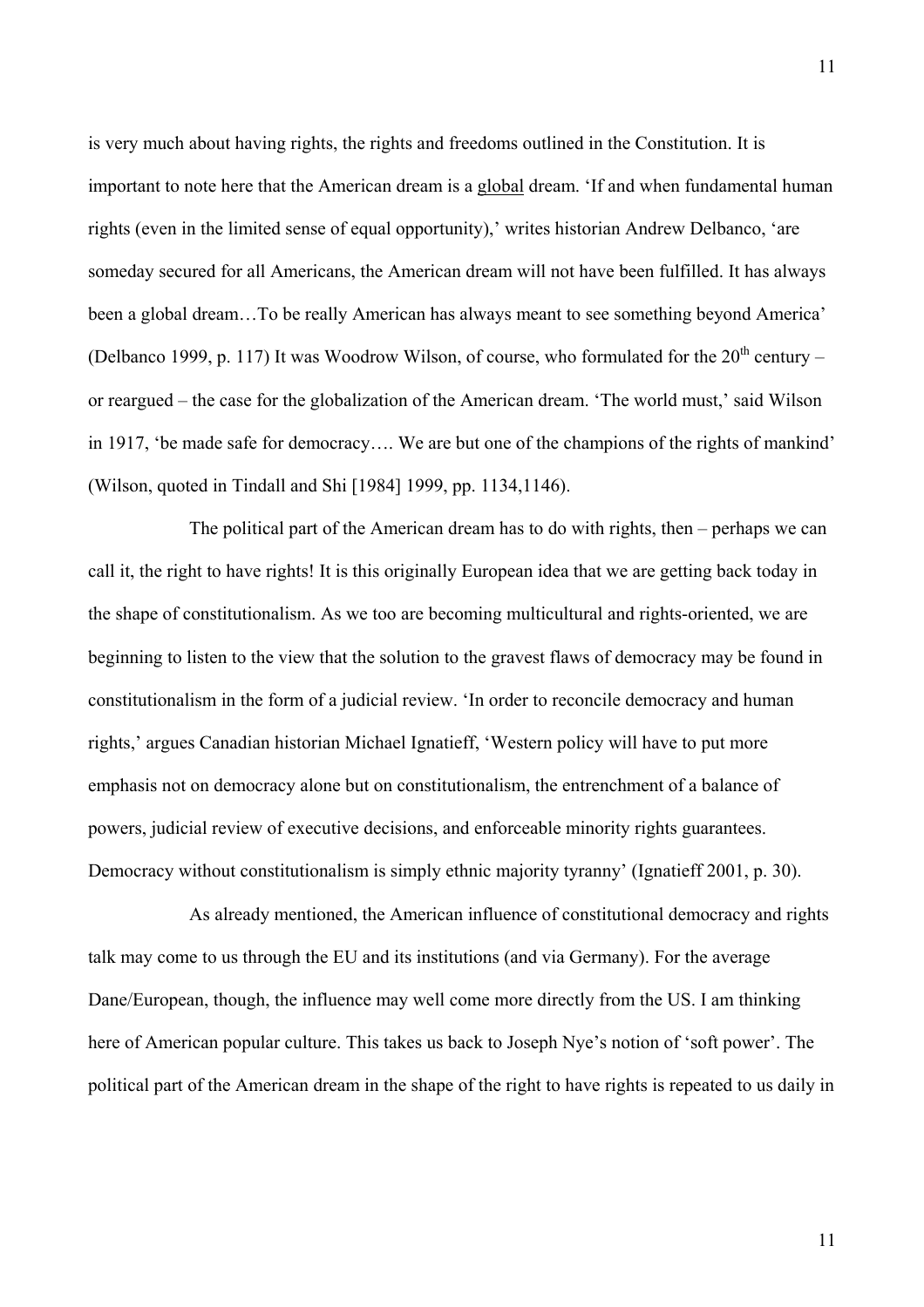is very much about having rights, the rights and freedoms outlined in the Constitution. It is important to note here that the American dream is a <u>global</u> dream. 'If and when fundamental human rights (even in the limited sense of equal opportunity),' writes historian Andrew Delbanco, 'are someday secured for all Americans, the American dream will not have been fulfilled. It has always been a global dream…To be really American has always meant to see something beyond America' (Delbanco 1999, p. 117) It was Woodrow Wilson, of course, who formulated for the 20th century – or reargued – the case for the globalization of the American dream. 'The world must,' said Wilson in 1917, 'be made safe for democracy…. We are but one of the champions of the rights of mankind' (Wilson, quoted in Tindall and Shi [1984] 1999, pp. 1134,1146).

The political part of the American dream has to do with rights, then – perhaps we can call it, the right to have rights! It is this originally European idea that we are getting back today in the shape of constitutionalism. As we too are becoming multicultural and rights-oriented, we are beginning to listen to the view that the solution to the gravest flaws of democracy may be found in constitutionalism in the form of a judicial review. 'In order to reconcile democracy and human rights,' argues Canadian historian Michael Ignatieff, 'Western policy will have to put more emphasis not on democracy alone but on constitutionalism, the entrenchment of a balance of powers, judicial review of executive decisions, and enforceable minority rights guarantees. Democracy without constitutionalism is simply ethnic majority tyranny' (Ignatieff 2001, p. 30).

As already mentioned, the American influence of constitutional democracy and rights talk may come to us through the EU and its institutions (and via Germany). For the average Dane/European, though, the influence may well come more directly from the US. I am thinking here of American popular culture. This takes us back to Joseph Nye's notion of 'soft power'. The political part of the American dream in the shape of the right to have rights is repeated to us daily in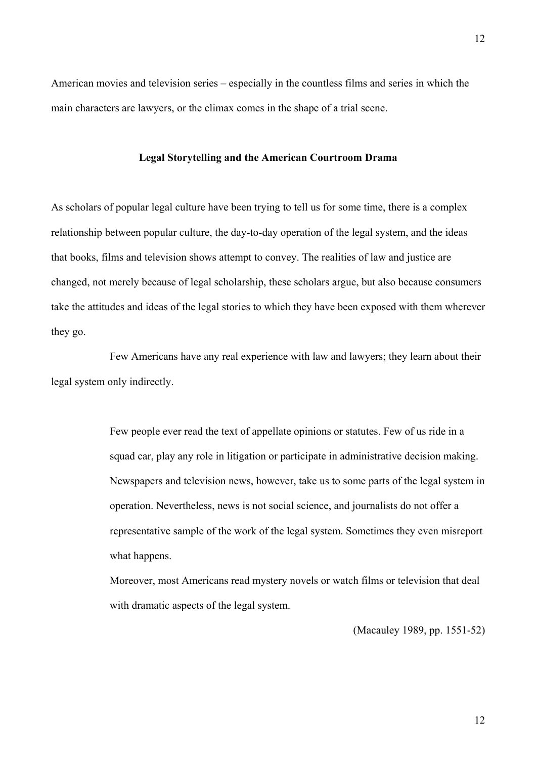American movies and television series – especially in the countless films and series in which the main characters are lawyers, or the climax comes in the shape of a trial scene.

## Legal Storytelling and the American Courtroom Drama

As scholars of popular legal culture have been trying to tell us for some time, there is a complex relationship between popular culture, the day-to-day operation of the legal system, and the ideas that books, films and television shows attempt to convey. The realities of law and justice are changed, not merely because of legal scholarship, these scholars argue, but also because consumers take the attitudes and ideas of the legal stories to which they have been exposed with them wherever they go.

Few Americans have any real experience with law and lawyers; they learn about their legal system only indirectly.

> Few people ever read the text of appellate opinions or statutes. Few of us ride in a squad car, play any role in litigation or participate in administrative decision making. Newspapers and television news, however, take us to some parts of the legal system in operation. Nevertheless, news is not social science, and journalists do not offer a representative sample of the work of the legal system. Sometimes they even misreport what happens.
>
> Moreover, most Americans read mystery novels or watch films or television that deal with dramatic aspects of the legal system.
>
> (Macauley 1989, pp. 1551-52)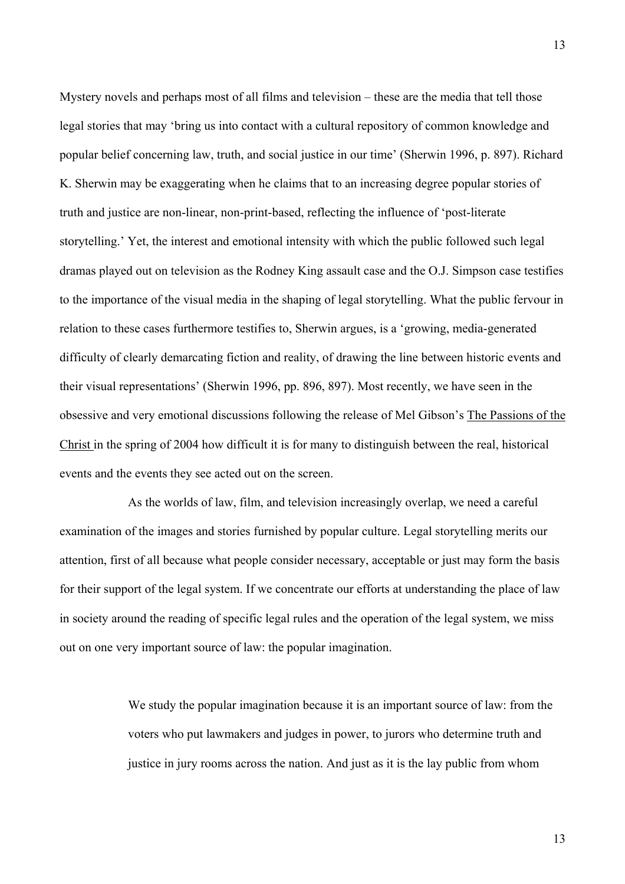Mystery novels and perhaps most of all films and television – these are the media that tell those legal stories that may 'bring us into contact with a cultural repository of common knowledge and popular belief concerning law, truth, and social justice in our time' (Sherwin 1996, p. 897). Richard K. Sherwin may be exaggerating when he claims that to an increasing degree popular stories of truth and justice are non-linear, non-print-based, reflecting the influence of 'post-literate storytelling.' Yet, the interest and emotional intensity with which the public followed such legal dramas played out on television as the Rodney King assault case and the O.J. Simpson case testifies to the importance of the visual media in the shaping of legal storytelling. What the public fervour in relation to these cases furthermore testifies to, Sherwin argues, is a 'growing, media-generated difficulty of clearly demarcating fiction and reality, of drawing the line between historic events and their visual representations' (Sherwin 1996, pp. 896, 897). Most recently, we have seen in the obsessive and very emotional discussions following the release of Mel Gibson's The Passions of the Christ in the spring of 2004 how difficult it is for many to distinguish between the real, historical events and the events they see acted out on the screen.

As the worlds of law, film, and television increasingly overlap, we need a careful examination of the images and stories furnished by popular culture. Legal storytelling merits our attention, first of all because what people consider necessary, acceptable or just may form the basis for their support of the legal system. If we concentrate our efforts at understanding the place of law in society around the reading of specific legal rules and the operation of the legal system, we miss out on one very important source of law: the popular imagination.

> We study the popular imagination because it is an important source of law: from the voters who put lawmakers and judges in power, to jurors who determine truth and justice in jury rooms across the nation. And just as it is the lay public from whom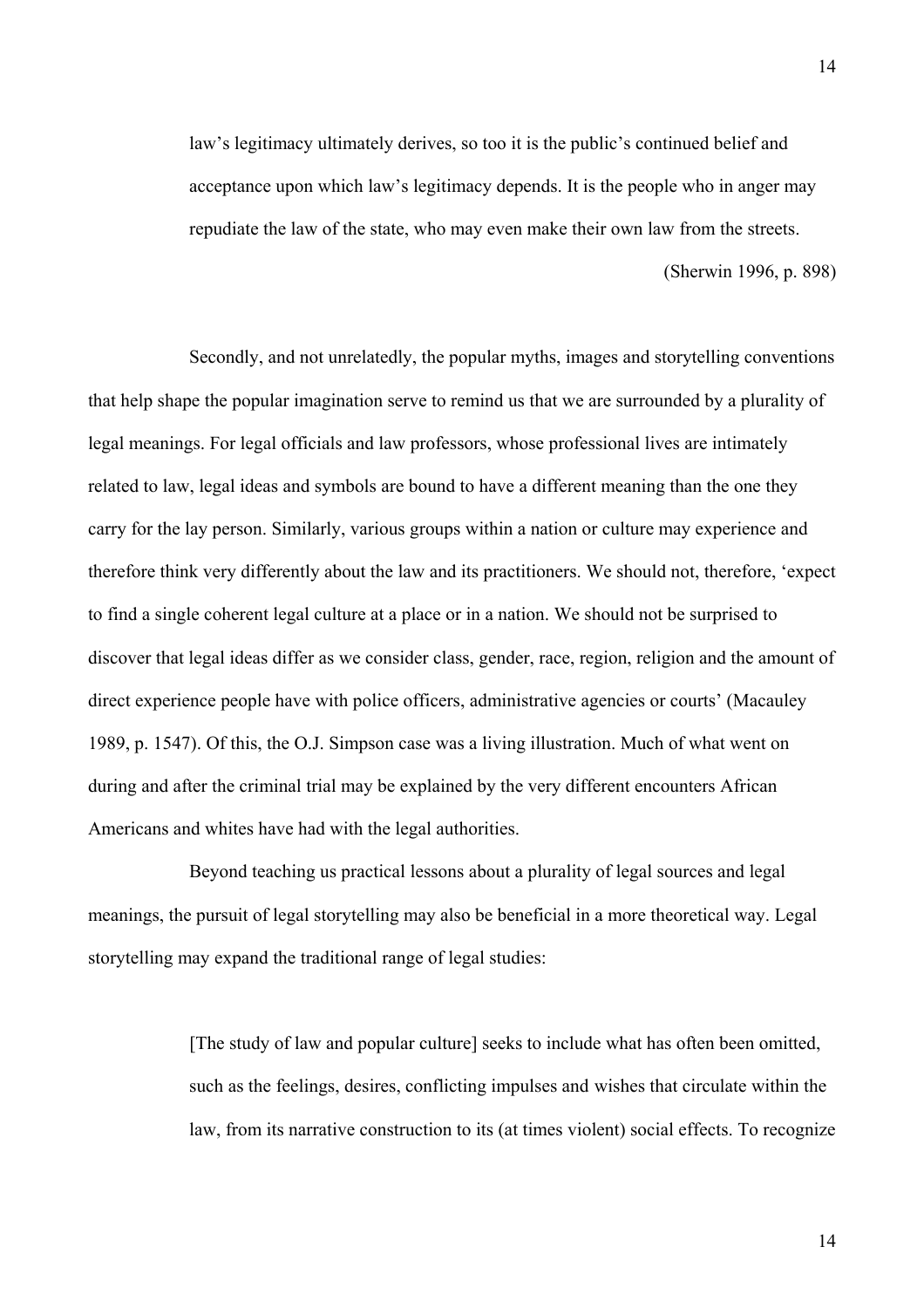> law's legitimacy ultimately derives, so too it is the public's continued belief and acceptance upon which law's legitimacy depends. It is the people who in anger may repudiate the law of the state, who may even make their own law from the streets.
>
> (Sherwin 1996, p. 898)

Secondly, and not unrelatedly, the popular myths, images and storytelling conventions that help shape the popular imagination serve to remind us that we are surrounded by a plurality of legal meanings. For legal officials and law professors, whose professional lives are intimately related to law, legal ideas and symbols are bound to have a different meaning than the one they carry for the lay person. Similarly, various groups within a nation or culture may experience and therefore think very differently about the law and its practitioners. We should not, therefore, 'expect to find a single coherent legal culture at a place or in a nation. We should not be surprised to discover that legal ideas differ as we consider class, gender, race, region, religion and the amount of direct experience people have with police officers, administrative agencies or courts' (Macauley 1989, p. 1547). Of this, the O.J. Simpson case was a living illustration. Much of what went on during and after the criminal trial may be explained by the very different encounters African Americans and whites have had with the legal authorities.

Beyond teaching us practical lessons about a plurality of legal sources and legal meanings, the pursuit of legal storytelling may also be beneficial in a more theoretical way. Legal storytelling may expand the traditional range of legal studies:

> [The study of law and popular culture] seeks to include what has often been omitted, such as the feelings, desires, conflicting impulses and wishes that circulate within the law, from its narrative construction to its (at times violent) social effects. To recognize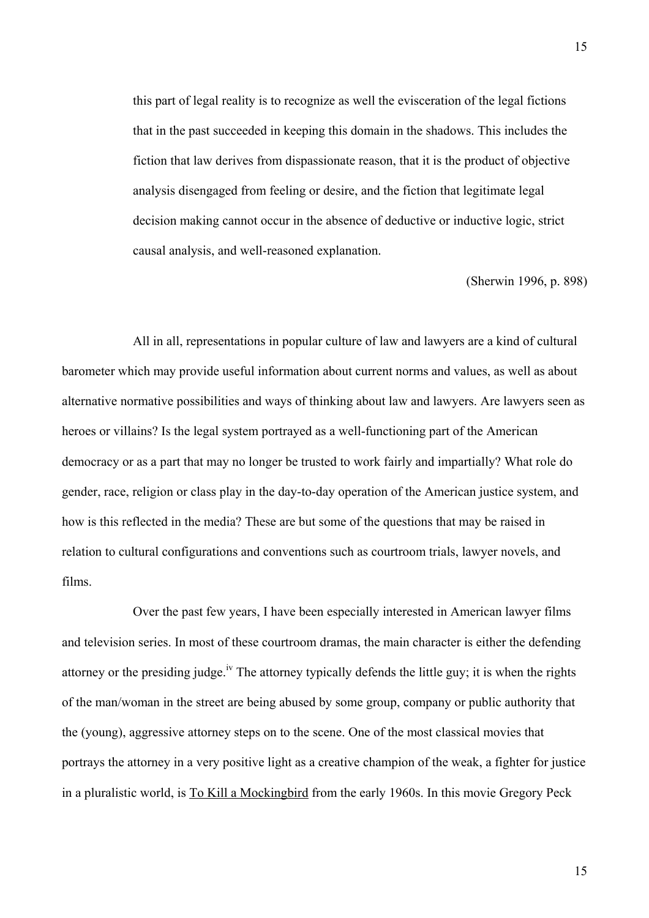> this part of legal reality is to recognize as well the evisceration of the legal fictions that in the past succeeded in keeping this domain in the shadows. This includes the fiction that law derives from dispassionate reason, that it is the product of objective analysis disengaged from feeling or desire, and the fiction that legitimate legal decision making cannot occur in the absence of deductive or inductive logic, strict causal analysis, and well-reasoned explanation.
>
> (Sherwin 1996, p. 898)

All in all, representations in popular culture of law and lawyers are a kind of cultural barometer which may provide useful information about current norms and values, as well as about alternative normative possibilities and ways of thinking about law and lawyers. Are lawyers seen as heroes or villains? Is the legal system portrayed as a well-functioning part of the American democracy or as a part that may no longer be trusted to work fairly and impartially? What role do gender, race, religion or class play in the day-to-day operation of the American justice system, and how is this reflected in the media? These are but some of the questions that may be raised in relation to cultural configurations and conventions such as courtroom trials, lawyer novels, and films.

Over the past few years, I have been especially interested in American lawyer films and television series. In most of these courtroom dramas, the main character is either the defending attorney or the presiding judge.[iv] The attorney typically defends the little guy; it is when the rights of the man/woman in the street are being abused by some group, company or public authority that the (young), aggressive attorney steps on to the scene. One of the most classical movies that portrays the attorney in a very positive light as a creative champion of the weak, a fighter for justice in a pluralistic world, is <u>To Kill a Mockingbird</u> from the early 1960s. In this movie Gregory Peck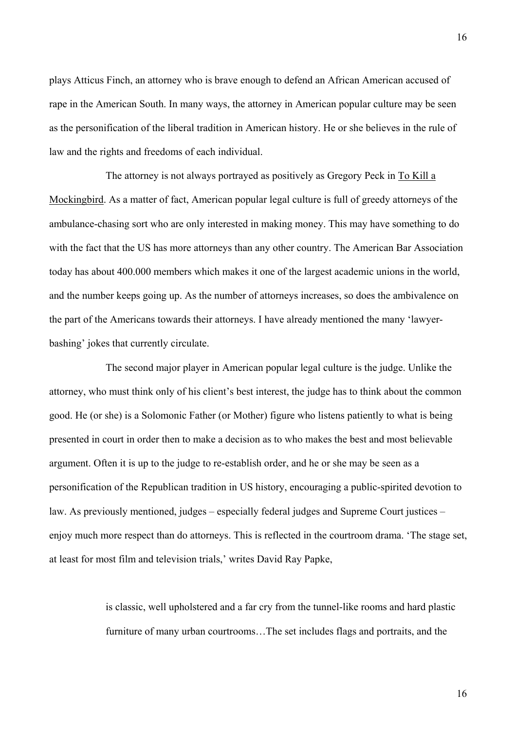plays Atticus Finch, an attorney who is brave enough to defend an African American accused of rape in the American South. In many ways, the attorney in American popular culture may be seen as the personification of the liberal tradition in American history. He or she believes in the rule of law and the rights and freedoms of each individual.

The attorney is not always portrayed as positively as Gregory Peck in <u>To Kill a Mockingbird</u>. As a matter of fact, American popular legal culture is full of greedy attorneys of the ambulance-chasing sort who are only interested in making money. This may have something to do with the fact that the US has more attorneys than any other country. The American Bar Association today has about 400.000 members which makes it one of the largest academic unions in the world, and the number keeps going up. As the number of attorneys increases, so does the ambivalence on the part of the Americans towards their attorneys. I have already mentioned the many 'lawyer-bashing' jokes that currently circulate.

The second major player in American popular legal culture is the judge. Unlike the attorney, who must think only of his client's best interest, the judge has to think about the common good. He (or she) is a Solomonic Father (or Mother) figure who listens patiently to what is being presented in court in order then to make a decision as to who makes the best and most believable argument. Often it is up to the judge to re-establish order, and he or she may be seen as a personification of the Republican tradition in US history, encouraging a public-spirited devotion to law. As previously mentioned, judges – especially federal judges and Supreme Court justices – enjoy much more respect than do attorneys. This is reflected in the courtroom drama. 'The stage set, at least for most film and television trials,' writes David Ray Papke,

> is classic, well upholstered and a far cry from the tunnel-like rooms and hard plastic furniture of many urban courtrooms…The set includes flags and portraits, and the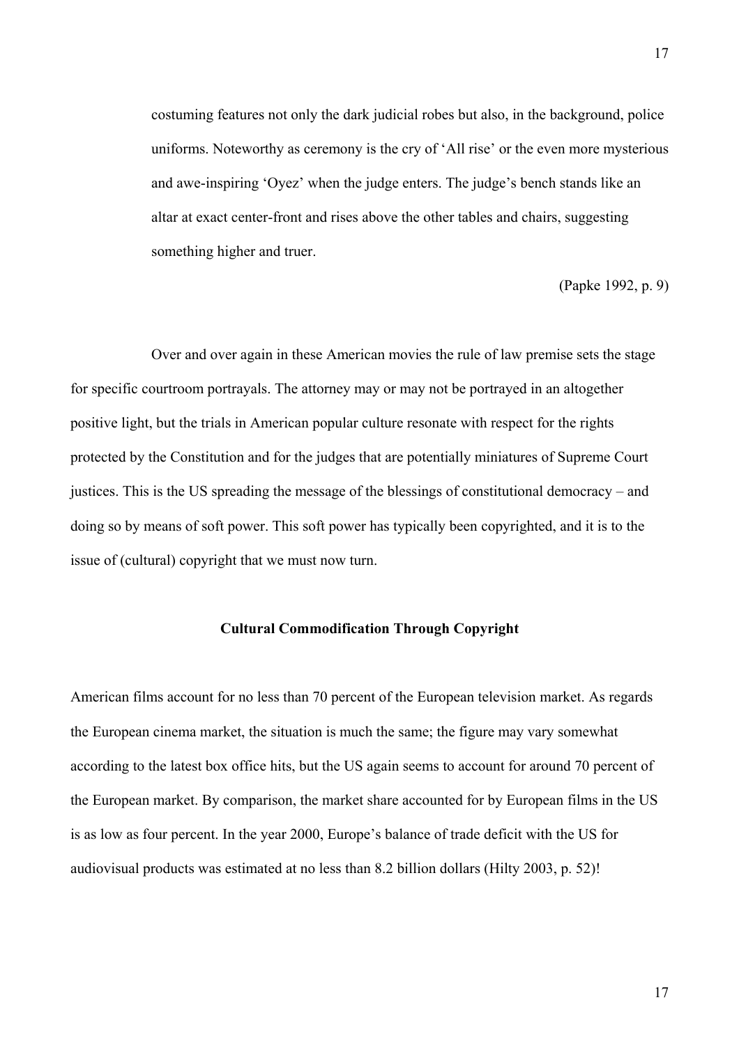> costuming features not only the dark judicial robes but also, in the background, police uniforms. Noteworthy as ceremony is the cry of 'All rise' or the even more mysterious and awe-inspiring 'Oyez' when the judge enters. The judge's bench stands like an altar at exact center-front and rises above the other tables and chairs, suggesting something higher and truer.
>
> (Papke 1992, p. 9)

Over and over again in these American movies the rule of law premise sets the stage for specific courtroom portrayals. The attorney may or may not be portrayed in an altogether positive light, but the trials in American popular culture resonate with respect for the rights protected by the Constitution and for the judges that are potentially miniatures of Supreme Court justices. This is the US spreading the message of the blessings of constitutional democracy – and doing so by means of soft power. This soft power has typically been copyrighted, and it is to the issue of (cultural) copyright that we must now turn.

## Cultural Commodification Through Copyright

American films account for no less than 70 percent of the European television market. As regards the European cinema market, the situation is much the same; the figure may vary somewhat according to the latest box office hits, but the US again seems to account for around 70 percent of the European market. By comparison, the market share accounted for by European films in the US is as low as four percent. In the year 2000, Europe's balance of trade deficit with the US for audiovisual products was estimated at no less than 8.2 billion dollars (Hilty 2003, p. 52)!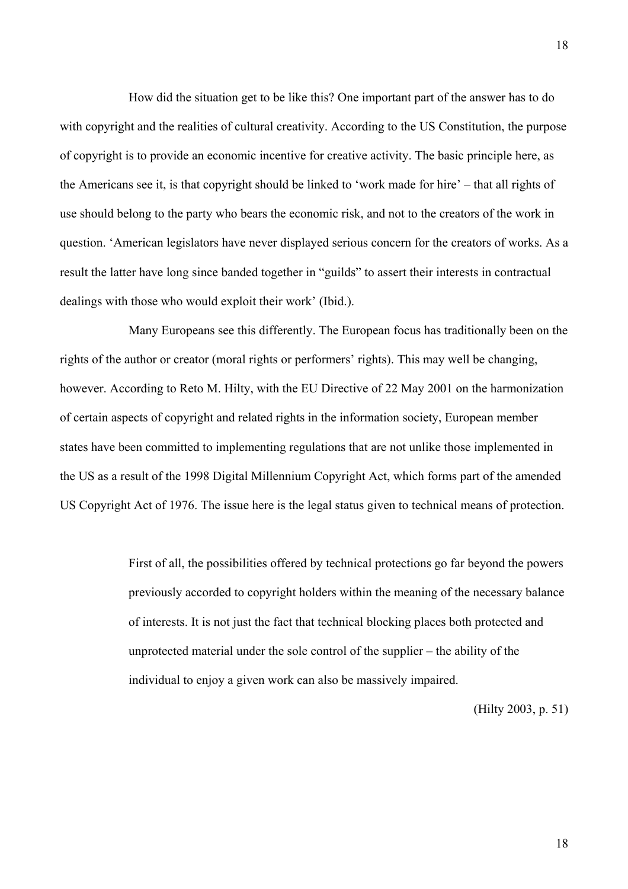How did the situation get to be like this? One important part of the answer has to do with copyright and the realities of cultural creativity. According to the US Constitution, the purpose of copyright is to provide an economic incentive for creative activity. The basic principle here, as the Americans see it, is that copyright should be linked to 'work made for hire' – that all rights of use should belong to the party who bears the economic risk, and not to the creators of the work in question. 'American legislators have never displayed serious concern for the creators of works. As a result the latter have long since banded together in "guilds" to assert their interests in contractual dealings with those who would exploit their work' (Ibid.).

Many Europeans see this differently. The European focus has traditionally been on the rights of the author or creator (moral rights or performers' rights). This may well be changing, however. According to Reto M. Hilty, with the EU Directive of 22 May 2001 on the harmonization of certain aspects of copyright and related rights in the information society, European member states have been committed to implementing regulations that are not unlike those implemented in the US as a result of the 1998 Digital Millennium Copyright Act, which forms part of the amended US Copyright Act of 1976. The issue here is the legal status given to technical means of protection.

> First of all, the possibilities offered by technical protections go far beyond the powers previously accorded to copyright holders within the meaning of the necessary balance of interests. It is not just the fact that technical blocking places both protected and unprotected material under the sole control of the supplier – the ability of the individual to enjoy a given work can also be massively impaired.
>
> (Hilty 2003, p. 51)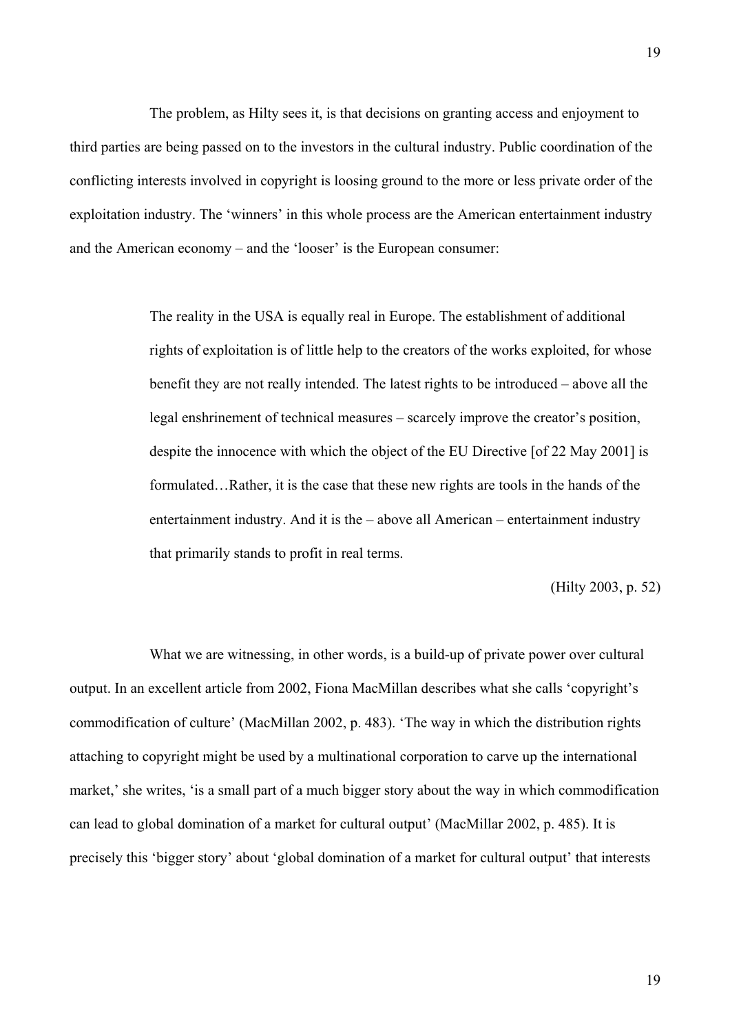The problem, as Hilty sees it, is that decisions on granting access and enjoyment to third parties are being passed on to the investors in the cultural industry. Public coordination of the conflicting interests involved in copyright is loosing ground to the more or less private order of the exploitation industry. The 'winners' in this whole process are the American entertainment industry and the American economy – and the 'looser' is the European consumer:

> The reality in the USA is equally real in Europe. The establishment of additional rights of exploitation is of little help to the creators of the works exploited, for whose benefit they are not really intended. The latest rights to be introduced – above all the legal enshrinement of technical measures – scarcely improve the creator's position, despite the innocence with which the object of the EU Directive [of 22 May 2001] is formulated…Rather, it is the case that these new rights are tools in the hands of the entertainment industry. And it is the – above all American – entertainment industry that primarily stands to profit in real terms.
>
> (Hilty 2003, p. 52)

What we are witnessing, in other words, is a build-up of private power over cultural output. In an excellent article from 2002, Fiona MacMillan describes what she calls 'copyright's commodification of culture' (MacMillan 2002, p. 483). 'The way in which the distribution rights attaching to copyright might be used by a multinational corporation to carve up the international market,' she writes, 'is a small part of a much bigger story about the way in which commodification can lead to global domination of a market for cultural output' (MacMillar 2002, p. 485). It is precisely this 'bigger story' about 'global domination of a market for cultural output' that interests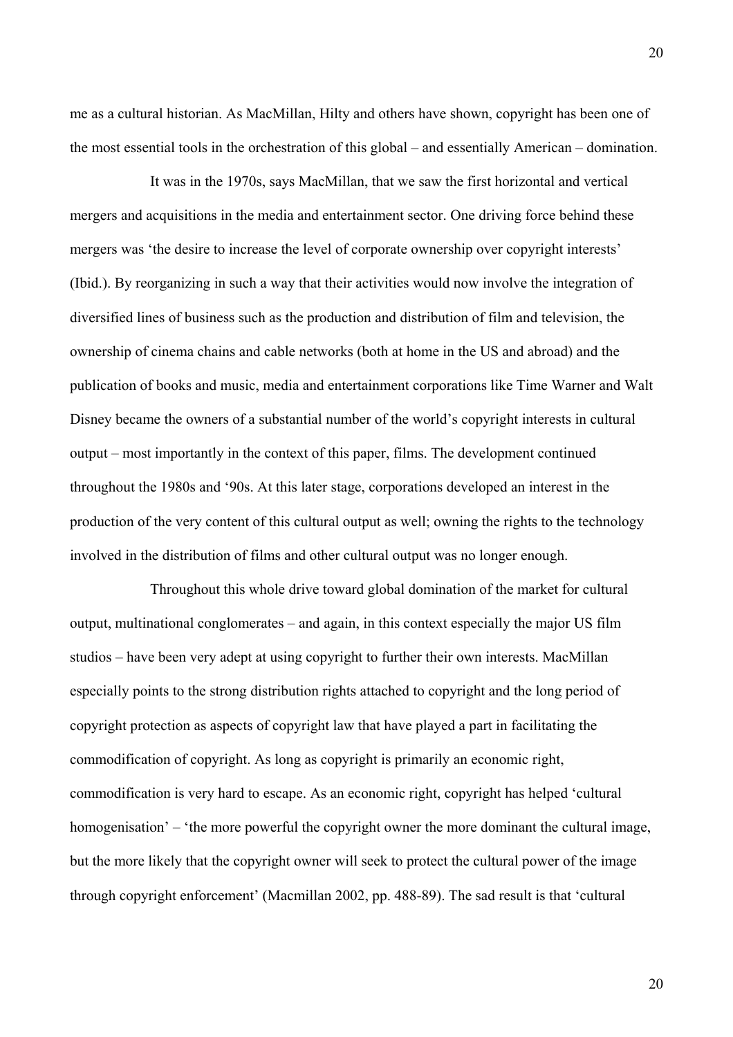me as a cultural historian. As MacMillan, Hilty and others have shown, copyright has been one of the most essential tools in the orchestration of this global – and essentially American – domination.

It was in the 1970s, says MacMillan, that we saw the first horizontal and vertical mergers and acquisitions in the media and entertainment sector. One driving force behind these mergers was 'the desire to increase the level of corporate ownership over copyright interests' (Ibid.). By reorganizing in such a way that their activities would now involve the integration of diversified lines of business such as the production and distribution of film and television, the ownership of cinema chains and cable networks (both at home in the US and abroad) and the publication of books and music, media and entertainment corporations like Time Warner and Walt Disney became the owners of a substantial number of the world's copyright interests in cultural output – most importantly in the context of this paper, films. The development continued throughout the 1980s and '90s. At this later stage, corporations developed an interest in the production of the very content of this cultural output as well; owning the rights to the technology involved in the distribution of films and other cultural output was no longer enough.

Throughout this whole drive toward global domination of the market for cultural output, multinational conglomerates – and again, in this context especially the major US film studios – have been very adept at using copyright to further their own interests. MacMillan especially points to the strong distribution rights attached to copyright and the long period of copyright protection as aspects of copyright law that have played a part in facilitating the commodification of copyright. As long as copyright is primarily an economic right, commodification is very hard to escape. As an economic right, copyright has helped 'cultural homogenisation' – 'the more powerful the copyright owner the more dominant the cultural image, but the more likely that the copyright owner will seek to protect the cultural power of the image through copyright enforcement' (Macmillan 2002, pp. 488-89). The sad result is that 'cultural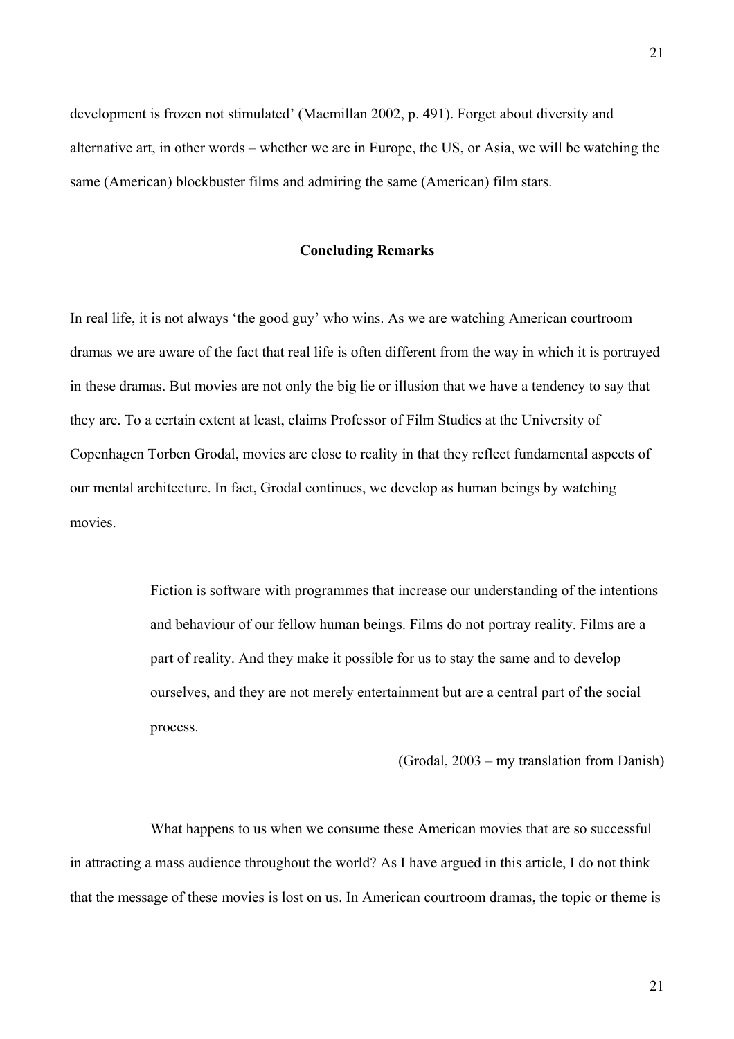development is frozen not stimulated' (Macmillan 2002, p. 491). Forget about diversity and alternative art, in other words – whether we are in Europe, the US, or Asia, we will be watching the same (American) blockbuster films and admiring the same (American) film stars.

## Concluding Remarks

In real life, it is not always 'the good guy' who wins. As we are watching American courtroom dramas we are aware of the fact that real life is often different from the way in which it is portrayed in these dramas. But movies are not only the big lie or illusion that we have a tendency to say that they are. To a certain extent at least, claims Professor of Film Studies at the University of Copenhagen Torben Grodal, movies are close to reality in that they reflect fundamental aspects of our mental architecture. In fact, Grodal continues, we develop as human beings by watching movies.

> Fiction is software with programmes that increase our understanding of the intentions and behaviour of our fellow human beings. Films do not portray reality. Films are a part of reality. And they make it possible for us to stay the same and to develop ourselves, and they are not merely entertainment but are a central part of the social process.
>
> (Grodal, 2003 – my translation from Danish)

What happens to us when we consume these American movies that are so successful in attracting a mass audience throughout the world? As I have argued in this article, I do not think that the message of these movies is lost on us. In American courtroom dramas, the topic or theme is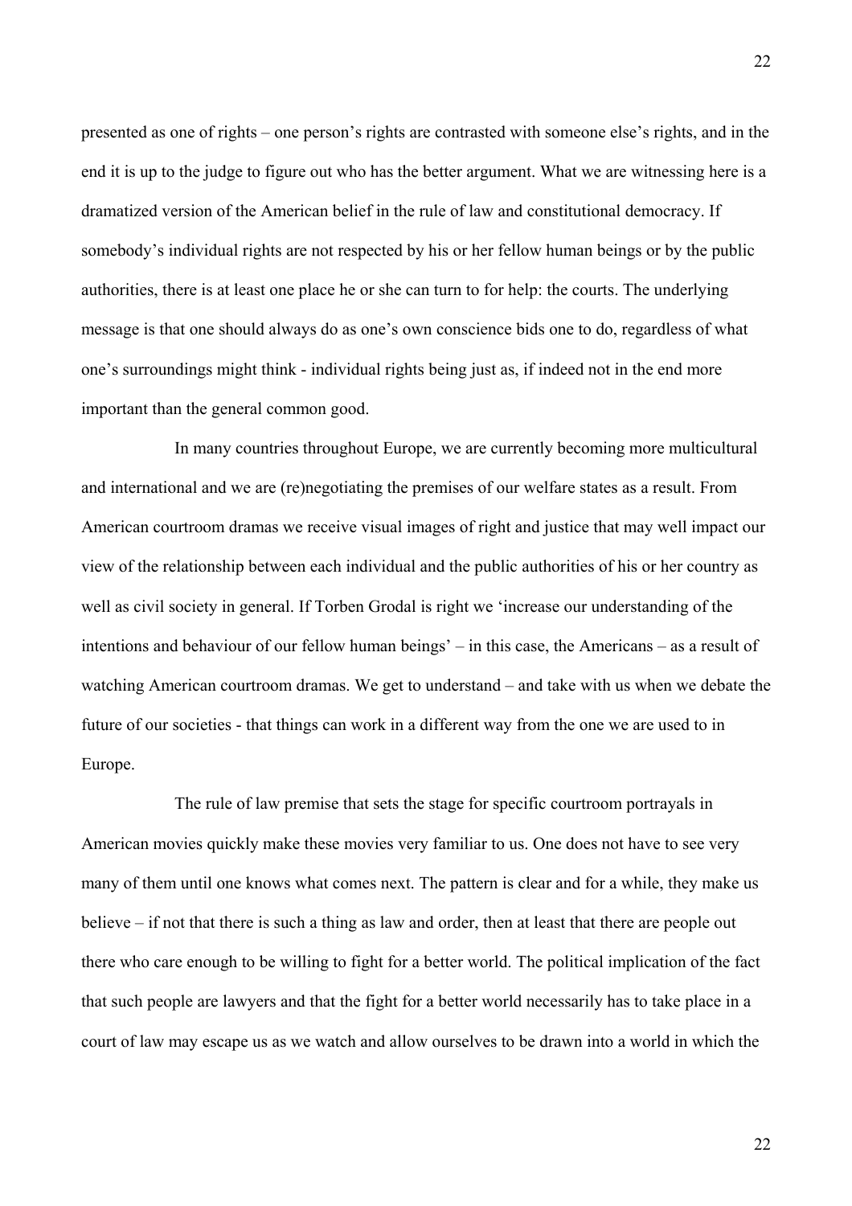presented as one of rights – one person's rights are contrasted with someone else's rights, and in the end it is up to the judge to figure out who has the better argument. What we are witnessing here is a dramatized version of the American belief in the rule of law and constitutional democracy. If somebody's individual rights are not respected by his or her fellow human beings or by the public authorities, there is at least one place he or she can turn to for help: the courts. The underlying message is that one should always do as one's own conscience bids one to do, regardless of what one's surroundings might think - individual rights being just as, if indeed not in the end more important than the general common good.

In many countries throughout Europe, we are currently becoming more multicultural and international and we are (re)negotiating the premises of our welfare states as a result. From American courtroom dramas we receive visual images of right and justice that may well impact our view of the relationship between each individual and the public authorities of his or her country as well as civil society in general. If Torben Grodal is right we 'increase our understanding of the intentions and behaviour of our fellow human beings' – in this case, the Americans – as a result of watching American courtroom dramas. We get to understand – and take with us when we debate the future of our societies - that things can work in a different way from the one we are used to in Europe.

The rule of law premise that sets the stage for specific courtroom portrayals in American movies quickly make these movies very familiar to us. One does not have to see very many of them until one knows what comes next. The pattern is clear and for a while, they make us believe – if not that there is such a thing as law and order, then at least that there are people out there who care enough to be willing to fight for a better world. The political implication of the fact that such people are lawyers and that the fight for a better world necessarily has to take place in a court of law may escape us as we watch and allow ourselves to be drawn into a world in which the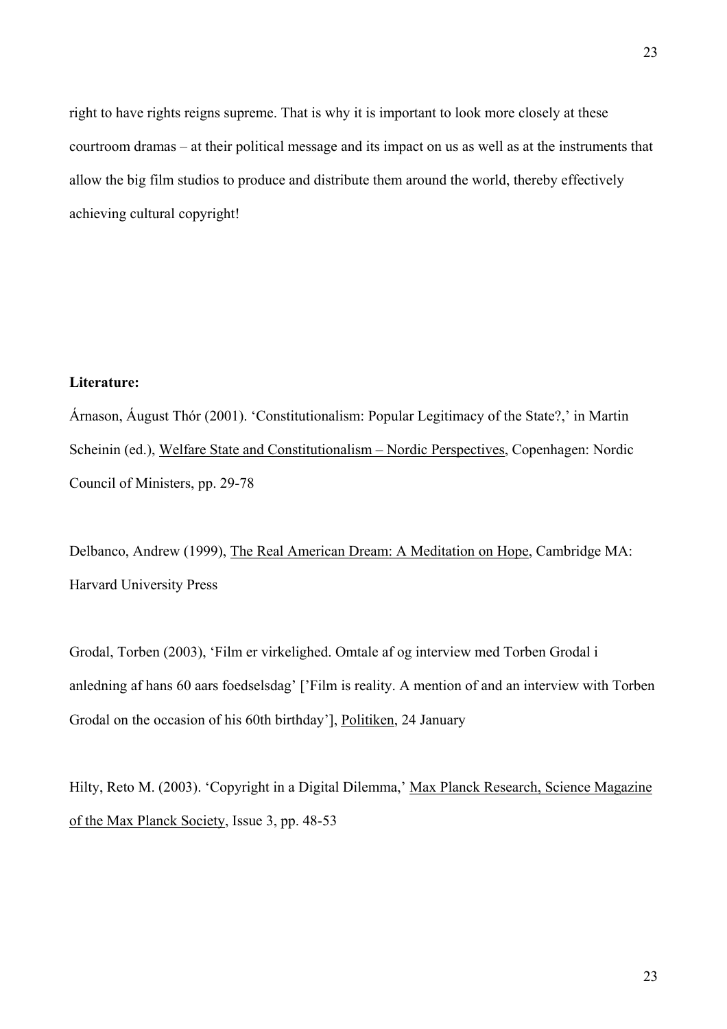right to have rights reigns supreme. That is why it is important to look more closely at these courtroom dramas – at their political message and its impact on us as well as at the instruments that allow the big film studios to produce and distribute them around the world, thereby effectively achieving cultural copyright!

**Literature:**

Árnason, Áugust Thór (2001). 'Constitutionalism: Popular Legitimacy of the State?,' in Martin Scheinin (ed.), Welfare State and Constitutionalism – Nordic Perspectives, Copenhagen: Nordic Council of Ministers, pp. 29-78

Delbanco, Andrew (1999), The Real American Dream: A Meditation on Hope, Cambridge MA: Harvard University Press

Grodal, Torben (2003), 'Film er virkelighed. Omtale af og interview med Torben Grodal i anledning af hans 60 aars foedselsdag' ['Film is reality. A mention of and an interview with Torben Grodal on the occasion of his 60th birthday'], Politiken, 24 January

Hilty, Reto M. (2003). 'Copyright in a Digital Dilemma,' Max Planck Research, Science Magazine of the Max Planck Society, Issue 3, pp. 48-53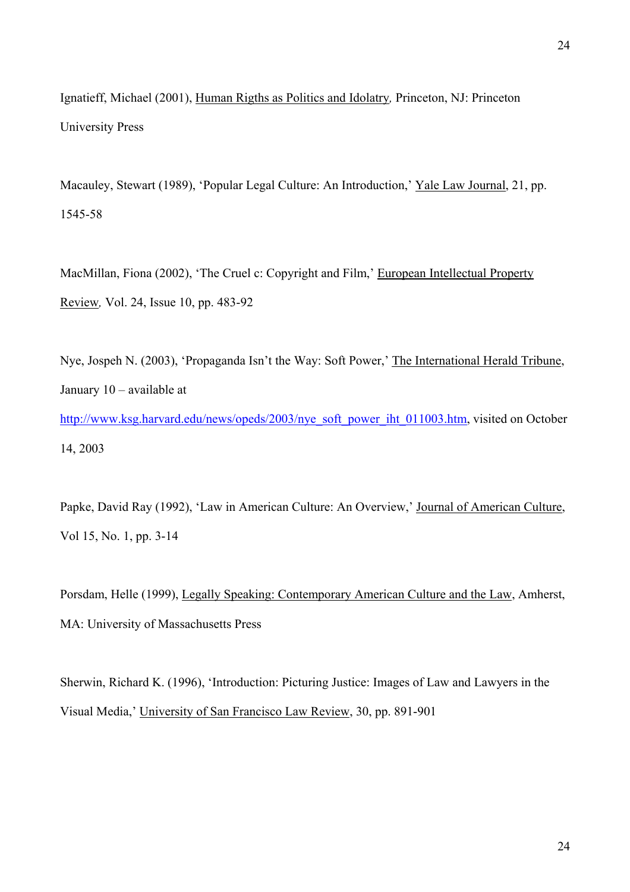Ignatieff, Michael (2001), Human Rigths as Politics and Idolatry, Princeton, NJ: Princeton University Press

Macauley, Stewart (1989), 'Popular Legal Culture: An Introduction,' Yale Law Journal, 21, pp. 1545-58

MacMillan, Fiona (2002), 'The Cruel c: Copyright and Film,' European Intellectual Property Review, Vol. 24, Issue 10, pp. 483-92

Nye, Jospeh N. (2003), 'Propaganda Isn't the Way: Soft Power,' The International Herald Tribune, January 10 – available at http://www.ksg.harvard.edu/news/opeds/2003/nye_soft_power_iht_011003.htm, visited on October 14, 2003

Papke, David Ray (1992), 'Law in American Culture: An Overview,' Journal of American Culture, Vol 15, No. 1, pp. 3-14

Porsdam, Helle (1999), Legally Speaking: Contemporary American Culture and the Law, Amherst, MA: University of Massachusetts Press

Sherwin, Richard K. (1996), 'Introduction: Picturing Justice: Images of Law and Lawyers in the Visual Media,' University of San Francisco Law Review, 30, pp. 891-901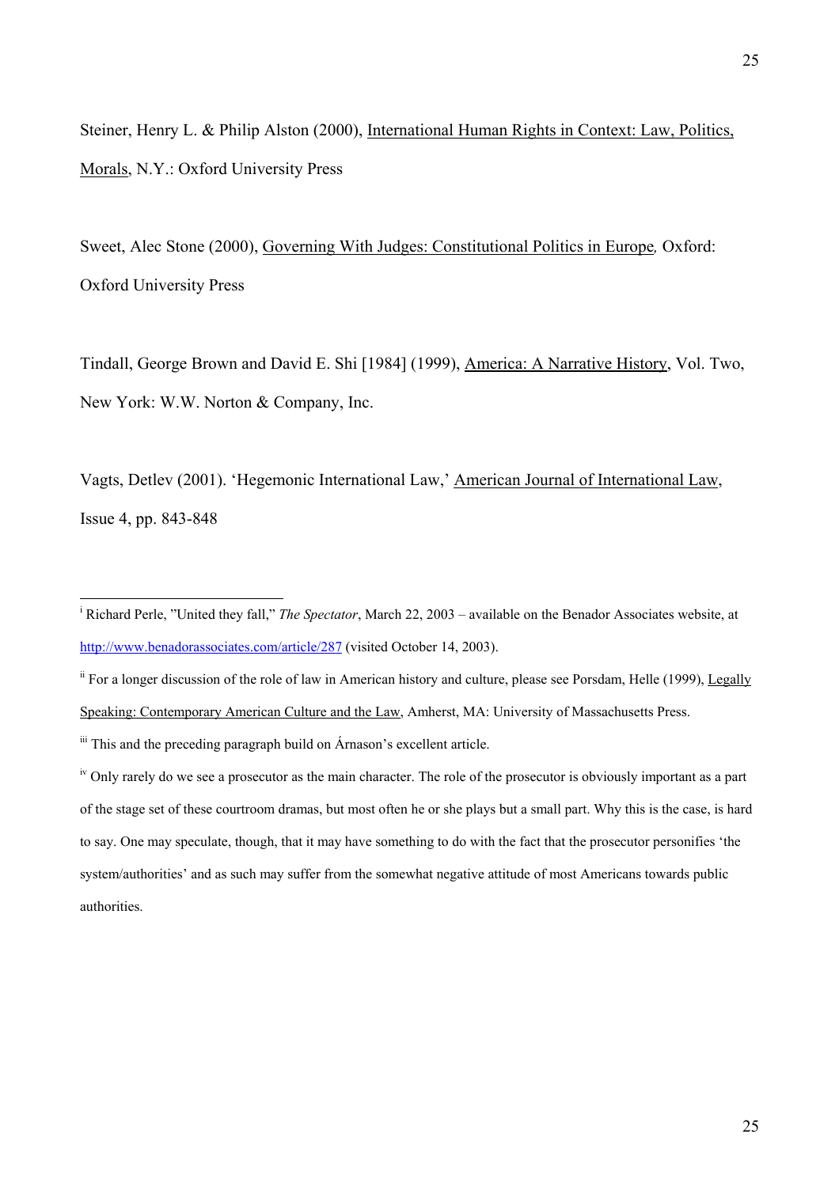Steiner, Henry L. & Philip Alston (2000), International Human Rights in Context: Law, Politics, Morals, N.Y.: Oxford University Press

Sweet, Alec Stone (2000), Governing With Judges: Constitutional Politics in Europe*,* Oxford: Oxford University Press

Tindall, George Brown and David E. Shi [1984] (1999), America: A Narrative History, Vol. Two, New York: W.W. Norton & Company, Inc.

Vagts, Detlev (2001). 'Hegemonic International Law,' American Journal of International Law, Issue 4, pp. 843-848

---

[i] Richard Perle, "United they fall," *The Spectator*, March 22, 2003 – available on the Benador Associates website, at http://www.benadorassociates.com/article/287 (visited October 14, 2003).

[ii] For a longer discussion of the role of law in American history and culture, please see Porsdam, Helle (1999), Legally Speaking: Contemporary American Culture and the Law, Amherst, MA: University of Massachusetts Press.

[iii] This and the preceding paragraph build on Árnason's excellent article.

[iv] Only rarely do we see a prosecutor as the main character. The role of the prosecutor is obviously important as a part of the stage set of these courtroom dramas, but most often he or she plays but a small part. Why this is the case, is hard to say. One may speculate, though, that it may have something to do with the fact that the prosecutor personifies 'the system/authorities' and as such may suffer from the somewhat negative attitude of most Americans towards public authorities.